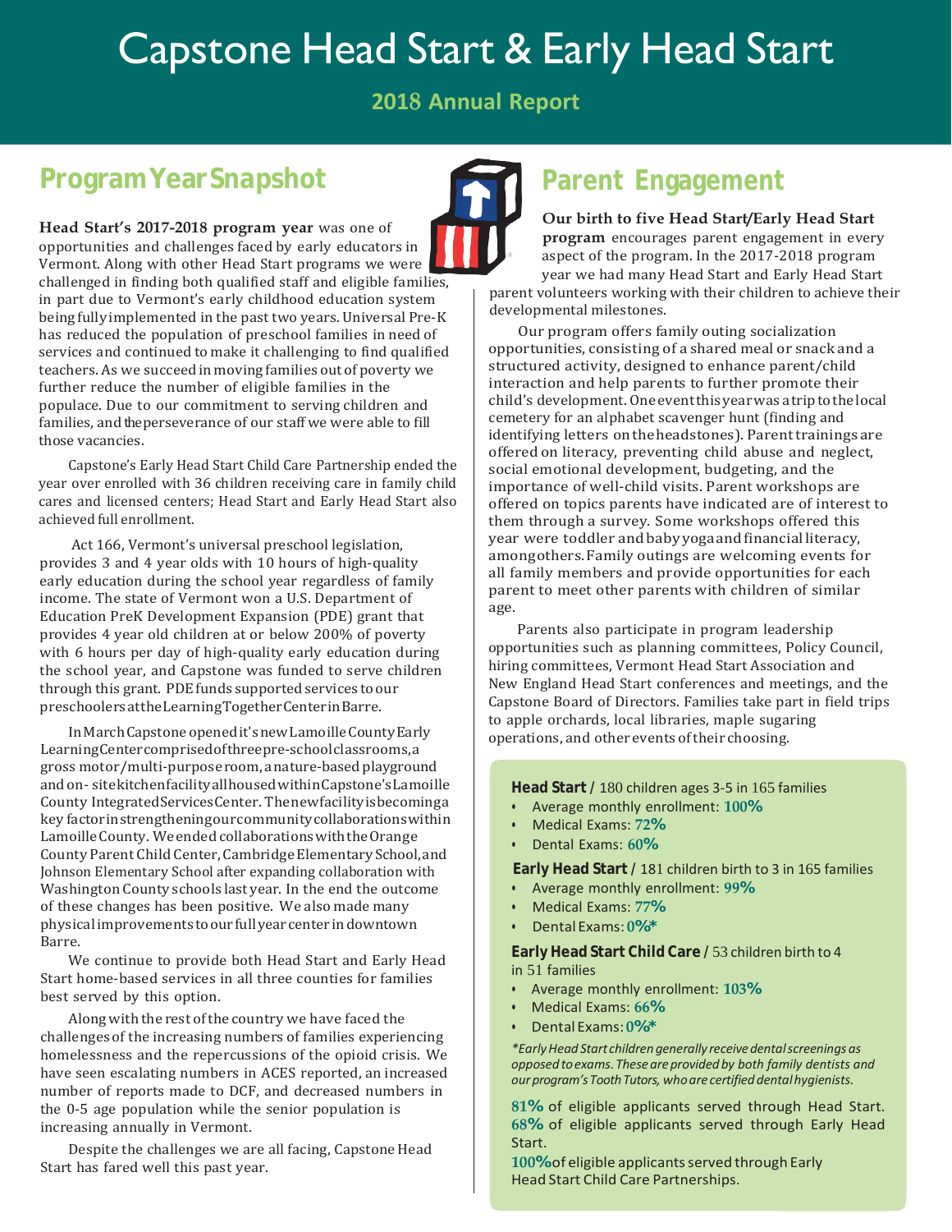# Capstone Head Start & Early Head Start

**2018 Annual Report**

## Program Year Snapshot

**Head Start's 2017-2018 program year** was one of opportunities and challenges faced by early educators in Vermont. Along with other Head Start programs we were challenged in finding both qualified staff and eligible families, in part due to Vermont's early childhood education system being fully implemented in the past two years. Universal Pre-K has reduced the population of preschool families in need of services and continued to make it challenging to find qualified teachers. As we succeed in moving families out of poverty we further reduce the number of eligible families in the populace. Due to our commitment to serving children and families, and the perseverance of our staff we were able to fill those vacancies.

Capstone's Early Head Start Child Care Partnership ended the year over enrolled with 36 children receiving care in family child cares and licensed centers; Head Start and Early Head Start also achieved full enrollment.

Act 166, Vermont's universal preschool legislation, provides 3 and 4 year olds with 10 hours of high-quality early education during the school year regardless of family income. The state of Vermont won a U.S. Department of Education PreK Development Expansion (PDE) grant that provides 4 year old children at or below 200% of poverty with 6 hours per day of high-quality early education during the school year, and Capstone was funded to serve children through this grant. PDE funds supported services to our preschoolers at the Learning Together Center in Barre.

In March Capstone opened it's new Lamoille County Early Learning Center comprised of three pre-school classrooms, a gross motor/multi-purpose room, a nature-based playground and on- site kitchen facility all housed within Capstone's Lamoille County Integrated Services Center. The new facility is becoming a key factor in strengthening our community collaborations within Lamoille County. We ended collaborations with the Orange County Parent Child Center, Cambridge Elementary School, and Johnson Elementary School after expanding collaboration with Washington County schools last year. In the end the outcome of these changes has been positive. We also made many physical improvements to our full year center in downtown Barre.

We continue to provide both Head Start and Early Head Start home-based services in all three counties for families best served by this option.

Along with the rest of the country we have faced the challenges of the increasing numbers of families experiencing homelessness and the repercussions of the opioid crisis. We have seen escalating numbers in ACES reported, an increased number of reports made to DCF, and decreased numbers in the 0-5 age population while the senior population is increasing annually in Vermont.

Despite the challenges we are all facing, Capstone Head Start has fared well this past year.

## Parent Engagement

**Our birth to five Head Start/Early Head Start program** encourages parent engagement in every aspect of the program. In the 2017-2018 program year we had many Head Start and Early Head Start parent volunteers working with their children to achieve their developmental milestones.

Our program offers family outing socialization opportunities, consisting of a shared meal or snack and a structured activity, designed to enhance parent/child interaction and help parents to further promote their child's development. One event this year was a trip to the local cemetery for an alphabet scavenger hunt (finding and identifying letters on the headstones). Parent trainings are offered on literacy, preventing child abuse and neglect, social emotional development, budgeting, and the importance of well-child visits. Parent workshops are offered on topics parents have indicated are of interest to them through a survey. Some workshops offered this year were toddler and baby yoga and financial literacy, among others. Family outings are welcoming events for all family members and provide opportunities for each parent to meet other parents with children of similar age.

Parents also participate in program leadership opportunities such as planning committees, Policy Council, hiring committees, Vermont Head Start Association and New England Head Start conferences and meetings, and the Capstone Board of Directors. Families take part in field trips to apple orchards, local libraries, maple sugaring operations, and other events of their choosing.

**Head Start /** 180 children ages 3-5 in 165 families
- Average monthly enrollment: **100%**
- Medical Exams: **72%**
- Dental Exams: **60%**

**Early Head Start /** 181 children birth to 3 in 165 families
- Average monthly enrollment: **99%**
- Medical Exams: **77%**
- Dental Exams: **0%***

**Early Head Start Child Care /** 53 children birth to 4 in 51 families
- Average monthly enrollment: **103%**
- Medical Exams: **66%**
- Dental Exams: **0%***

*\*Early Head Start children generally receive dental screenings as opposed to exams. These are provided by both family dentists and our program's Tooth Tutors, who are certified dental hygienists.*

**81%** of eligible applicants served through Head Start.
**68%** of eligible applicants served through Early Head Start.
**100%** of eligible applicants served through Early Head Start Child Care Partnerships.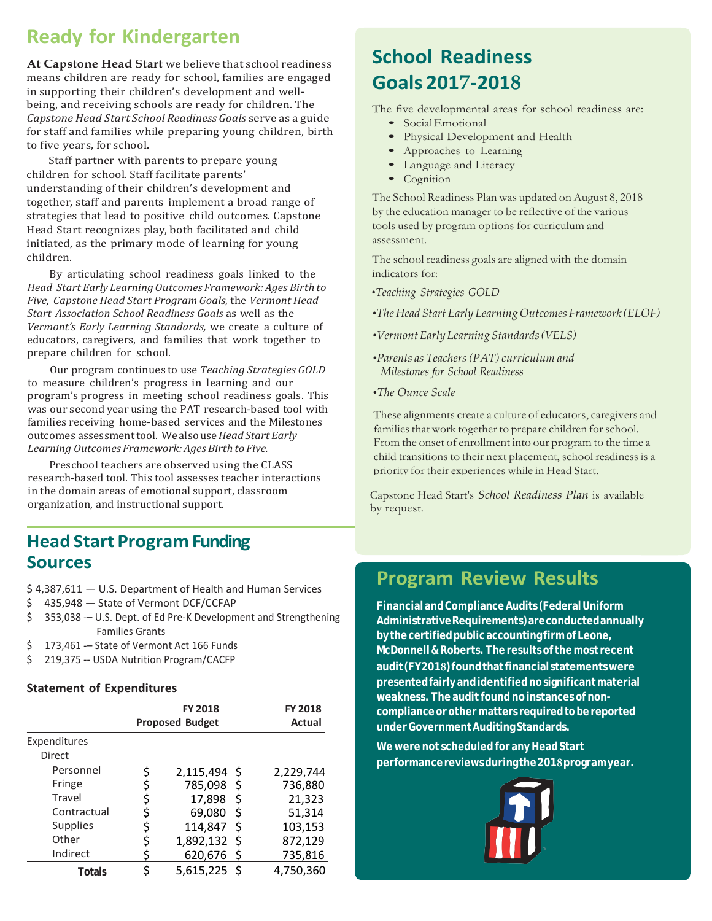## Ready for Kindergarten

**At Capstone Head Start** we believe that school readiness means children are ready for school, families are engaged in supporting their children's development and well-being, and receiving schools are ready for children. The *Capstone Head Start School Readiness Goals* serve as a guide for staff and families while preparing young children, birth to five years, for school.

Staff partner with parents to prepare young children for school. Staff facilitate parents' understanding of their children's development and together, staff and parents implement a broad range of strategies that lead to positive child outcomes. Capstone Head Start recognizes play, both facilitated and child initiated, as the primary mode of learning for young children.

By articulating school readiness goals linked to the *Head Start Early Learning Outcomes Framework: Ages Birth to Five, Capstone Head Start Program Goals,* the *Vermont Head Start Association School Readiness Goals* as well as the *Vermont's Early Learning Standards,* we create a culture of educators, caregivers, and families that work together to prepare children for school.

Our program continues to use *Teaching Strategies GOLD* to measure children's progress in learning and our program's progress in meeting school readiness goals. This was our second year using the PAT research-based tool with families receiving home-based services and the Milestones outcomes assessment tool. We also use *Head Start Early Learning Outcomes Framework: Ages Birth to Five.*

Preschool teachers are observed using the CLASS research-based tool. This tool assesses teacher interactions in the domain areas of emotional support, classroom organization, and instructional support.

## Head Start Program Funding Sources

- \$ 4,387,611 — U.S. Department of Health and Human Services
- \$ 435,948 — State of Vermont DCF/CCFAP
- \$ 353,038 -– U.S. Dept. of Ed Pre-K Development and Strengthening Families Grants
- \$ 173,461 -– State of Vermont Act 166 Funds
- \$ 219,375 -- USDA Nutrition Program/CACFP

### Statement of Expenditures

| | FY 2018 Proposed Budget | FY 2018 Actual |
|---|---|---|
| Expenditures | | |
| Direct | | |
| Personnel | \$ 2,115,494 | \$ 2,229,744 |
| Fringe | \$ 785,098 | \$ 736,880 |
| Travel | \$ 17,898 | \$ 21,323 |
| Contractual | \$ 69,080 | \$ 51,314 |
| Supplies | \$ 114,847 | \$ 103,153 |
| Other | \$ 1,892,132 | \$ 872,129 |
| Indirect | \$ 620,676 | \$ 735,816 |
| **Totals** | \$ 5,615,225 | \$ 4,750,360 |

## School Readiness Goals 2017-2018

The five developmental areas for school readiness are:

- Social Emotional
- Physical Development and Health
- Approaches to Learning
- Language and Literacy
- Cognition

The School Readiness Plan was updated on August 8, 2018 by the education manager to be reflective of the various tools used by program options for curriculum and assessment.

The school readiness goals are aligned with the domain indicators for:

- *Teaching Strategies GOLD*
- *The Head Start Early Learning Outcomes Framework (ELOF)*
- *Vermont Early Learning Standards (VELS)*
- *Parents as Teachers (PAT) curriculum and Milestones for School Readiness*
- *The Ounce Scale*

These alignments create a culture of educators, caregivers and families that work together to prepare children for school. From the onset of enrollment into our program to the time a child transitions to their next placement, school readiness is a priority for their experiences while in Head Start.

Capstone Head Start's *School Readiness Plan* is available by request.

## Program Review Results

**Financial and Compliance Audits (Federal Uniform Administrative Requirements) are conducted annually by the certified public accounting firm of Leone, McDonnell & Roberts. The results of the most recent audit (FY2018) found that financial statements were presented fairly and identified no significant material weakness. The audit found no instances of non-compliance or other matters required to be reported under Government Auditing Standards.**

**We were not scheduled for any Head Start performance reviews during the 2018 program year.**